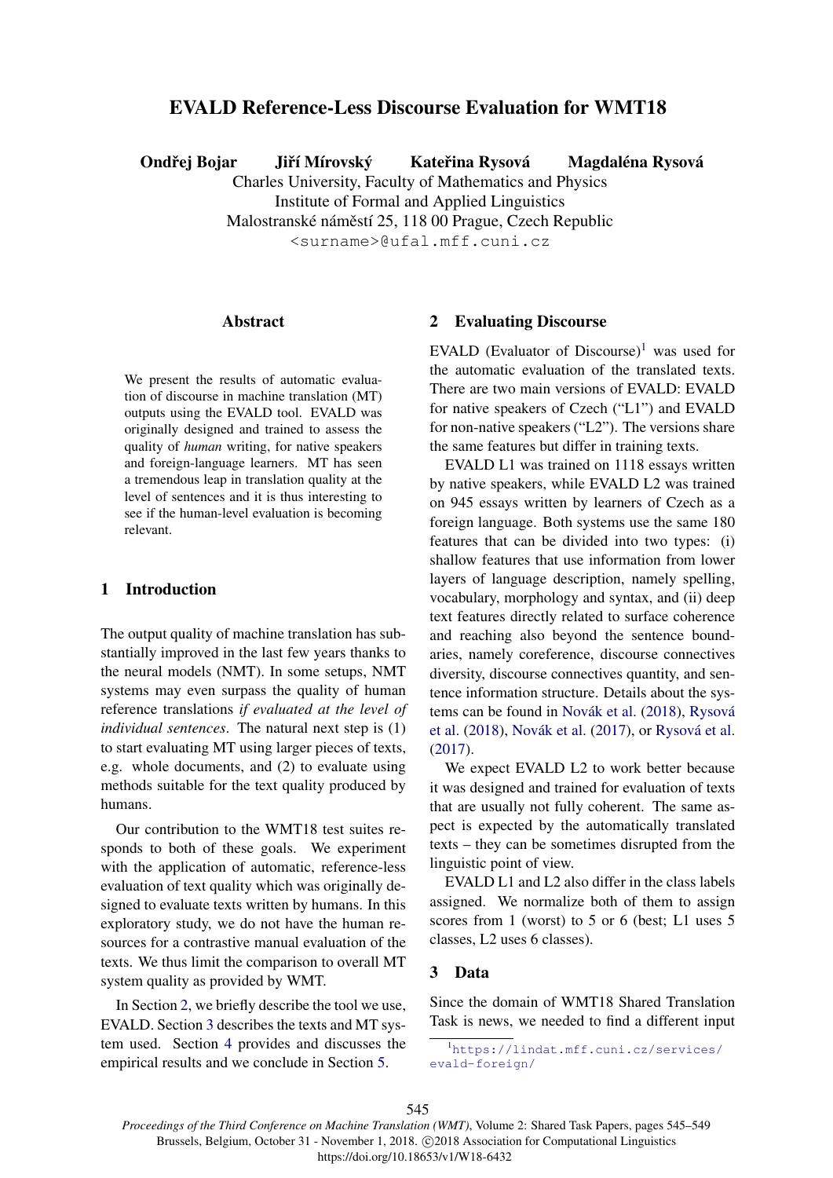# EVALD Reference-Less Discourse Evaluation for WMT18

**Ondřej Bojar Jiří Mírovský Kateřina Rysová Magdaléna Rysová**

Charles University, Faculty of Mathematics and Physics
Institute of Formal and Applied Linguistics
Malostranské náměstí 25, 118 00 Prague, Czech Republic
<surname>@ufal.mff.cuni.cz

## Abstract

We present the results of automatic evaluation of discourse in machine translation (MT) outputs using the EVALD tool. EVALD was originally designed and trained to assess the quality of *human* writing, for native speakers and foreign-language learners. MT has seen a tremendous leap in translation quality at the level of sentences and it is thus interesting to see if the human-level evaluation is becoming relevant.

## 1 Introduction

The output quality of machine translation has substantially improved in the last few years thanks to the neural models (NMT). In some setups, NMT systems may even surpass the quality of human reference translations *if evaluated at the level of individual sentences*. The natural next step is (1) to start evaluating MT using larger pieces of texts, e.g. whole documents, and (2) to evaluate using methods suitable for the text quality produced by humans.

Our contribution to the WMT18 test suites responds to both of these goals. We experiment with the application of automatic, reference-less evaluation of text quality which was originally designed to evaluate texts written by humans. In this exploratory study, we do not have the human resources for a contrastive manual evaluation of the texts. We thus limit the comparison to overall MT system quality as provided by WMT.

In Section 2, we briefly describe the tool we use, EVALD. Section 3 describes the texts and MT system used. Section 4 provides and discusses the empirical results and we conclude in Section 5.

## 2 Evaluating Discourse

EVALD (Evaluator of Discourse)[1] was used for the automatic evaluation of the translated texts. There are two main versions of EVALD: EVALD for native speakers of Czech ("L1") and EVALD for non-native speakers ("L2"). The versions share the same features but differ in training texts.

EVALD L1 was trained on 1118 essays written by native speakers, while EVALD L2 was trained on 945 essays written by learners of Czech as a foreign language. Both systems use the same 180 features that can be divided into two types: (i) shallow features that use information from lower layers of language description, namely spelling, vocabulary, morphology and syntax, and (ii) deep text features directly related to surface coherence and reaching also beyond the sentence boundaries, namely coreference, discourse connectives diversity, discourse connectives quantity, and sentence information structure. Details about the systems can be found in Novák et al. (2018), Rysová et al. (2018), Novák et al. (2017), or Rysová et al. (2017).

We expect EVALD L2 to work better because it was designed and trained for evaluation of texts that are usually not fully coherent. The same aspect is expected by the automatically translated texts – they can be sometimes disrupted from the linguistic point of view.

EVALD L1 and L2 also differ in the class labels assigned. We normalize both of them to assign scores from 1 (worst) to 5 or 6 (best; L1 uses 5 classes, L2 uses 6 classes).

## 3 Data

Since the domain of WMT18 Shared Translation Task is news, we needed to find a different input

[1] https://lindat.mff.cuni.cz/services/evald-foreign/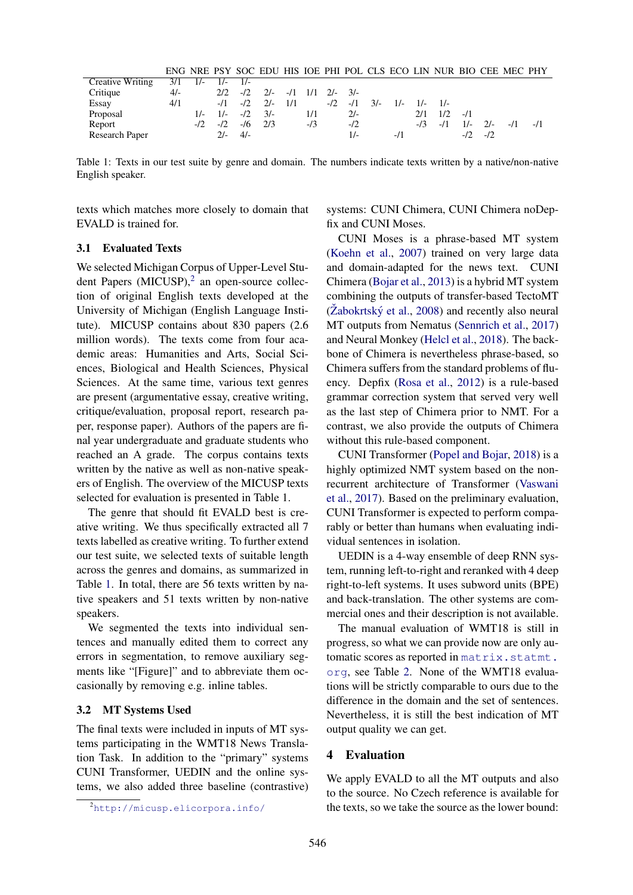| | ENG | NRE | PSY | SOC | EDU | HIS | IOE | PHI | POL | CLS | ECO | LIN | NUR | BIO | CEE | MEC | PHY |
|---|---|---|---|---|---|---|---|---|---|---|---|---|---|---|---|---|---|
| Creative Writing | 3/1 | 1/- | 1/- | 1/- | | | | | | | | | | | | | |
| Critique | 4/- | | 2/2 | -/2 | 2/- | -/1 | 1/1 | 2/- | 3/- | | | | | | | | |
| Essay | 4/1 | | -/1 | -/2 | 2/- | 1/1 | | -/2 | -/1 | 3/- | 1/- | 1/- | 1/- | | | | |
| Proposal | | 1/- | 1/- | -/2 | 3/- | | 1/1 | | 2/- | | | 2/1 | 1/2 | -/1 | | | |
| Report | | -/2 | -/2 | -/6 | 2/3 | | -/3 | | -/2 | | | -/3 | -/1 | 1/- | 2/- | -/1 | -/1 |
| Research Paper | | | 2/- | 4/- | | | | | 1/- | | -/1 | | | -/2 | -/2 | | |

Table 1: Texts in our test suite by genre and domain. The numbers indicate texts written by a native/non-native English speaker.

texts which matches more closely to domain that EVALD is trained for.

### 3.1 Evaluated Texts

We selected Michigan Corpus of Upper-Level Student Papers (MICUSP),[2] an open-source collection of original English texts developed at the University of Michigan (English Language Institute). MICUSP contains about 830 papers (2.6 million words). The texts come from four academic areas: Humanities and Arts, Social Sciences, Biological and Health Sciences, Physical Sciences. At the same time, various text genres are present (argumentative essay, creative writing, critique/evaluation, proposal report, research paper, response paper). Authors of the papers are final year undergraduate and graduate students who reached an A grade. The corpus contains texts written by the native as well as non-native speakers of English. The overview of the MICUSP texts selected for evaluation is presented in Table 1.

The genre that should fit EVALD best is creative writing. We thus specifically extracted all 7 texts labelled as creative writing. To further extend our test suite, we selected texts of suitable length across the genres and domains, as summarized in Table 1. In total, there are 56 texts written by native speakers and 51 texts written by non-native speakers.

We segmented the texts into individual sentences and manually edited them to correct any errors in segmentation, to remove auxiliary segments like "[Figure]" and to abbreviate them occasionally by removing e.g. inline tables.

### 3.2 MT Systems Used

The final texts were included in inputs of MT systems participating in the WMT18 News Translation Task. In addition to the "primary" systems CUNI Transformer, UEDIN and the online systems, we also added three baseline (contrastive) systems: CUNI Chimera, CUNI Chimera noDepfix and CUNI Moses.

CUNI Moses is a phrase-based MT system (Koehn et al., 2007) trained on very large data and domain-adapted for the news text. CUNI Chimera (Bojar et al., 2013) is a hybrid MT system combining the outputs of transfer-based TectoMT (Žabokrtský et al., 2008) and recently also neural MT outputs from Nematus (Sennrich et al., 2017) and Neural Monkey (Helcl et al., 2018). The backbone of Chimera is nevertheless phrase-based, so Chimera suffers from the standard problems of fluency. Depfix (Rosa et al., 2012) is a rule-based grammar correction system that served very well as the last step of Chimera prior to NMT. For a contrast, we also provide the outputs of Chimera without this rule-based component.

CUNI Transformer (Popel and Bojar, 2018) is a highly optimized NMT system based on the non-recurrent architecture of Transformer (Vaswani et al., 2017). Based on the preliminary evaluation, CUNI Transformer is expected to perform comparably or better than humans when evaluating individual sentences in isolation.

UEDIN is a 4-way ensemble of deep RNN system, running left-to-right and reranked with 4 deep right-to-left systems. It uses subword units (BPE) and back-translation. The other systems are commercial ones and their description is not available.

The manual evaluation of WMT18 is still in progress, so what we can provide now are only automatic scores as reported in `matrix.statmt.org`, see Table 2. None of the WMT18 evaluations will be strictly comparable to ours due to the difference in the domain and the set of sentences. Nevertheless, it is still the best indication of MT output quality we can get.

## 4 Evaluation

We apply EVALD to all the MT outputs and also to the source. No Czech reference is available for the texts, so we take the source as the lower bound:

[2] http://micusp.elicorpora.info/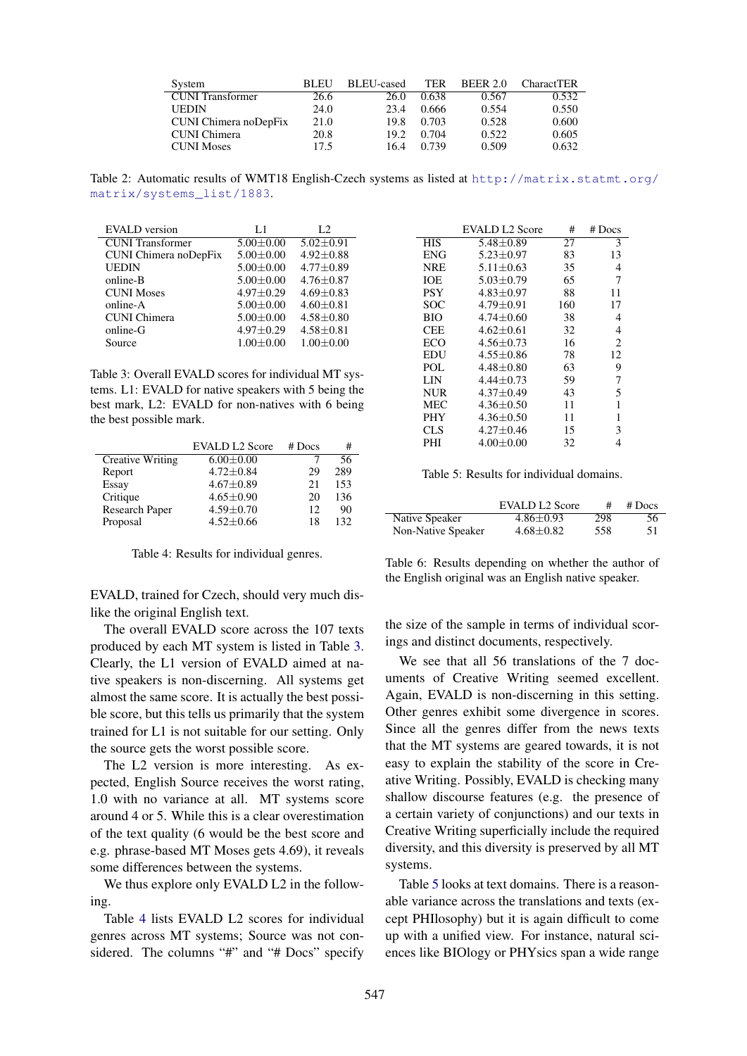| System | BLEU | BLEU-cased | TER | BEER 2.0 | CharactTER |
|---|---|---|---|---|---|
| CUNI Transformer | 26.6 | 26.0 | 0.638 | 0.567 | 0.532 |
| UEDIN | 24.0 | 23.4 | 0.666 | 0.554 | 0.550 |
| CUNI Chimera noDepFix | 21.0 | 19.8 | 0.703 | 0.528 | 0.600 |
| CUNI Chimera | 20.8 | 19.2 | 0.704 | 0.522 | 0.605 |
| CUNI Moses | 17.5 | 16.4 | 0.739 | 0.509 | 0.632 |

Table 2: Automatic results of WMT18 English-Czech systems as listed at http://matrix.statmt.org/matrix/systems_list/1883.

| EVALD version | L1 | L2 |
|---|---|---|
| CUNI Transformer | 5.00±0.00 | 5.02±0.91 |
| CUNI Chimera noDepFix | 5.00±0.00 | 4.92±0.88 |
| UEDIN | 5.00±0.00 | 4.77±0.89 |
| online-B | 5.00±0.00 | 4.76±0.87 |
| CUNI Moses | 4.97±0.29 | 4.69±0.83 |
| online-A | 5.00±0.00 | 4.60±0.81 |
| CUNI Chimera | 5.00±0.00 | 4.58±0.80 |
| online-G | 4.97±0.29 | 4.58±0.81 |
| Source | 1.00±0.00 | 1.00±0.00 |

Table 3: Overall EVALD scores for individual MT systems. L1: EVALD for native speakers with 5 being the best mark, L2: EVALD for non-natives with 6 being the best possible mark.

| | EVALD L2 Score | # Docs | # |
|---|---|---|---|
| Creative Writing | 6.00±0.00 | 7 | 56 |
| Report | 4.72±0.84 | 29 | 289 |
| Essay | 4.67±0.89 | 21 | 153 |
| Critique | 4.65±0.90 | 20 | 136 |
| Research Paper | 4.59±0.70 | 12 | 90 |
| Proposal | 4.52±0.66 | 18 | 132 |

Table 4: Results for individual genres.

EVALD, trained for Czech, should very much dislike the original English text.

The overall EVALD score across the 107 texts produced by each MT system is listed in Table 3. Clearly, the L1 version of EVALD aimed at native speakers is non-discerning. All systems get almost the same score. It is actually the best possible score, but this tells us primarily that the system trained for L1 is not suitable for our setting. Only the source gets the worst possible score.

The L2 version is more interesting. As expected, English Source receives the worst rating, 1.0 with no variance at all. MT systems score around 4 or 5. While this is a clear overestimation of the text quality (6 would be the best score and e.g. phrase-based MT Moses gets 4.69), it reveals some differences between the systems.

We thus explore only EVALD L2 in the following.

Table 4 lists EVALD L2 scores for individual genres across MT systems; Source was not considered. The columns "#" and "# Docs" specify the size of the sample in terms of individual scorings and distinct documents, respectively.

| | EVALD L2 Score | # | # Docs |
|---|---|---|---|
| HIS | 5.48±0.89 | 27 | 3 |
| ENG | 5.23±0.97 | 83 | 13 |
| NRE | 5.11±0.63 | 35 | 4 |
| IOE | 5.03±0.79 | 65 | 7 |
| PSY | 4.83±0.97 | 88 | 11 |
| SOC | 4.79±0.91 | 160 | 17 |
| BIO | 4.74±0.60 | 38 | 4 |
| CEE | 4.62±0.61 | 32 | 4 |
| ECO | 4.56±0.73 | 16 | 2 |
| EDU | 4.55±0.86 | 78 | 12 |
| POL | 4.48±0.80 | 63 | 9 |
| LIN | 4.44±0.73 | 59 | 7 |
| NUR | 4.37±0.49 | 43 | 5 |
| MEC | 4.36±0.50 | 11 | 1 |
| PHY | 4.36±0.50 | 11 | 1 |
| CLS | 4.27±0.46 | 15 | 3 |
| PHI | 4.00±0.00 | 32 | 4 |

Table 5: Results for individual domains.

| | EVALD L2 Score | # | # Docs |
|---|---|---|---|
| Native Speaker | 4.86±0.93 | 298 | 56 |
| Non-Native Speaker | 4.68±0.82 | 558 | 51 |

Table 6: Results depending on whether the author of the English original was an English native speaker.

We see that all 56 translations of the 7 documents of Creative Writing seemed excellent. Again, EVALD is non-discerning in this setting. Other genres exhibit some divergence in scores. Since all the genres differ from the news texts that the MT systems are geared towards, it is not easy to explain the stability of the score in Creative Writing. Possibly, EVALD is checking many shallow discourse features (e.g. the presence of a certain variety of conjunctions) and our texts in Creative Writing superficially include the required diversity, and this diversity is preserved by all MT systems.

Table 5 looks at text domains. There is a reasonable variance across the translations and texts (except PHIlosophy) but it is again difficult to come up with a unified view. For instance, natural sciences like BIOlogy or PHYsics span a wide range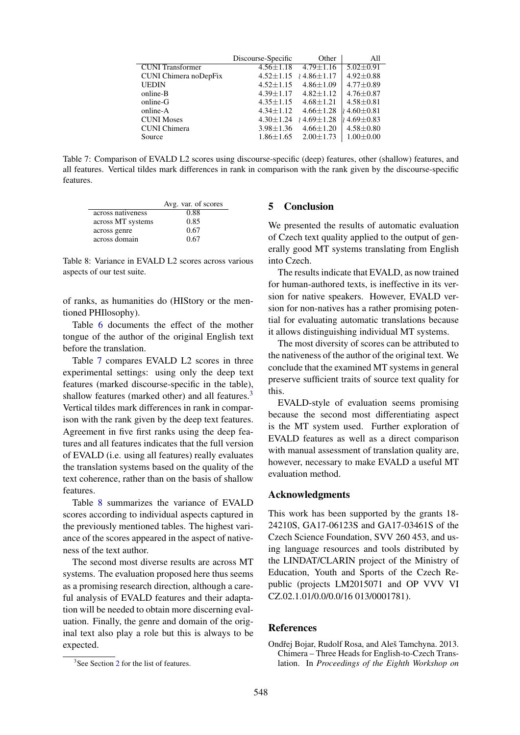| | Discourse-Specific | Other | All |
|---|---|---|---|
| CUNI Transformer | 4.56±1.18 | 4.79±1.16 | 5.02±0.91 |
| CUNI Chimera noDepFix | 4.52±1.15 | ≀ 4.86±1.17 | 4.92±0.88 |
| UEDIN | 4.52±1.15 | 4.86±1.09 | 4.77±0.89 |
| online-B | 4.39±1.17 | 4.82±1.12 | 4.76±0.87 |
| online-G | 4.35±1.15 | 4.68±1.21 | 4.58±0.81 |
| online-A | 4.34±1.12 | 4.66±1.28 | ≀ 4.60±0.81 |
| CUNI Moses | 4.30±1.24 | ≀ 4.69±1.28 | ≀ 4.69±0.83 |
| CUNI Chimera | 3.98±1.36 | 4.66±1.20 | 4.58±0.80 |
| Source | 1.86±1.65 | 2.00±1.73 | 1.00±0.00 |

Table 7: Comparison of EVALD L2 scores using discourse-specific (deep) features, other (shallow) features, and all features. Vertical tildes mark differences in rank in comparison with the rank given by the discourse-specific features.

| | Avg. var. of scores |
|---|---|
| across nativeness | 0.88 |
| across MT systems | 0.85 |
| across genre | 0.67 |
| across domain | 0.67 |

Table 8: Variance in EVALD L2 scores across various aspects of our test suite.

of ranks, as humanities do (HIStory or the mentioned PHIlosophy).

Table 6 documents the effect of the mother tongue of the author of the original English text before the translation.

Table 7 compares EVALD L2 scores in three experimental settings: using only the deep text features (marked discourse-specific in the table), shallow features (marked other) and all features.[3] Vertical tildes mark differences in rank in comparison with the rank given by the deep text features. Agreement in five first ranks using the deep features and all features indicates that the full version of EVALD (i.e. using all features) really evaluates the translation systems based on the quality of the text coherence, rather than on the basis of shallow features.

Table 8 summarizes the variance of EVALD scores according to individual aspects captured in the previously mentioned tables. The highest variance of the scores appeared in the aspect of nativeness of the text author.

The second most diverse results are across MT systems. The evaluation proposed here thus seems as a promising research direction, although a careful analysis of EVALD features and their adaptation will be needed to obtain more discerning evaluation. Finally, the genre and domain of the original text also play a role but this is always to be expected.

[3] See Section 2 for the list of features.

## 5 Conclusion

We presented the results of automatic evaluation of Czech text quality applied to the output of generally good MT systems translating from English into Czech.

The results indicate that EVALD, as now trained for human-authored texts, is ineffective in its version for native speakers. However, EVALD version for non-natives has a rather promising potential for evaluating automatic translations because it allows distinguishing individual MT systems.

The most diversity of scores can be attributed to the nativeness of the author of the original text. We conclude that the examined MT systems in general preserve sufficient traits of source text quality for this.

EVALD-style of evaluation seems promising because the second most differentiating aspect is the MT system used. Further exploration of EVALD features as well as a direct comparison with manual assessment of translation quality are, however, necessary to make EVALD a useful MT evaluation method.

## Acknowledgments

This work has been supported by the grants 18-24210S, GA17-06123S and GA17-03461S of the Czech Science Foundation, SVV 260 453, and using language resources and tools distributed by the LINDAT/CLARIN project of the Ministry of Education, Youth and Sports of the Czech Republic (projects LM2015071 and OP VVV VI CZ.02.1.01/0.0/0.0/16 013/0001781).

## References

Ondřej Bojar, Rudolf Rosa, and Aleš Tamchyna. 2013. Chimera – Three Heads for English-to-Czech Translation. In *Proceedings of the Eighth Workshop on*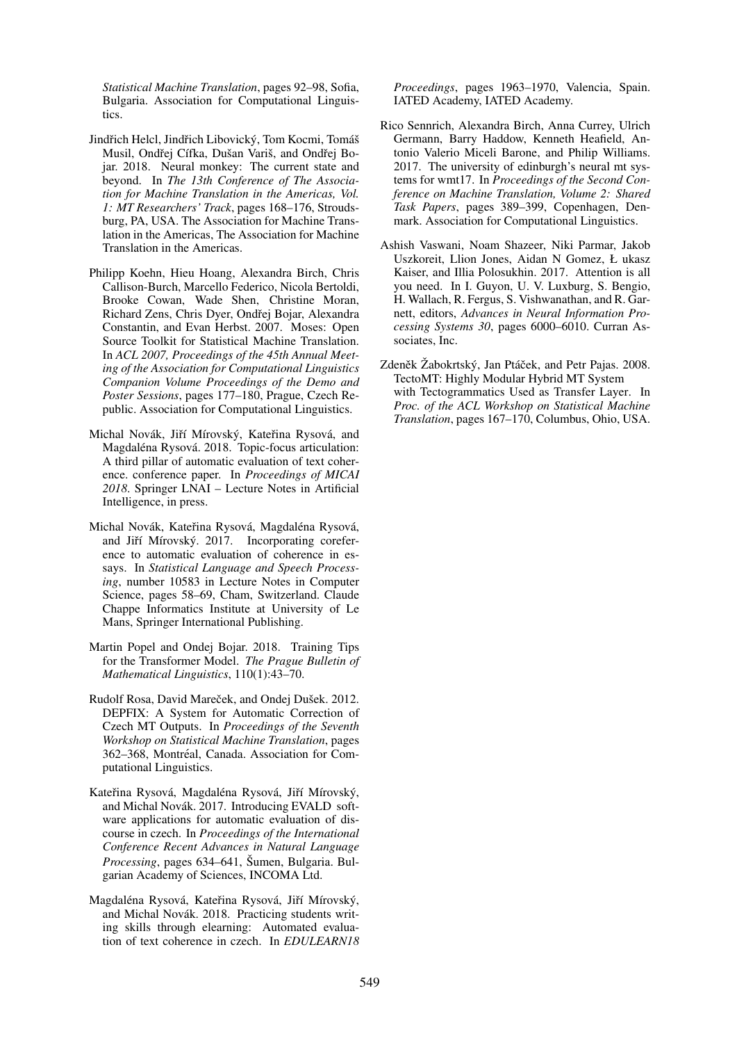*Statistical Machine Translation*, pages 92–98, Sofia, Bulgaria. Association for Computational Linguistics.

Jindřich Helcl, Jindřich Libovický, Tom Kocmi, Tomáš Musil, Ondřej Cífka, Dušan Variš, and Ondřej Bojar. 2018. Neural monkey: The current state and beyond. In *The 13th Conference of The Association for Machine Translation in the Americas, Vol. 1: MT Researchers' Track*, pages 168–176, Stroudsburg, PA, USA. The Association for Machine Translation in the Americas, The Association for Machine Translation in the Americas.

Philipp Koehn, Hieu Hoang, Alexandra Birch, Chris Callison-Burch, Marcello Federico, Nicola Bertoldi, Brooke Cowan, Wade Shen, Christine Moran, Richard Zens, Chris Dyer, Ondřej Bojar, Alexandra Constantin, and Evan Herbst. 2007. Moses: Open Source Toolkit for Statistical Machine Translation. In *ACL 2007, Proceedings of the 45th Annual Meeting of the Association for Computational Linguistics Companion Volume Proceedings of the Demo and Poster Sessions*, pages 177–180, Prague, Czech Republic. Association for Computational Linguistics.

Michal Novák, Jiří Mírovský, Kateřina Rysová, and Magdaléna Rysová. 2018. Topic-focus articulation: A third pillar of automatic evaluation of text coherence. conference paper. In *Proceedings of MICAI 2018*. Springer LNAI – Lecture Notes in Artificial Intelligence, in press.

Michal Novák, Kateřina Rysová, Magdaléna Rysová, and Jiří Mírovský. 2017. Incorporating coreference to automatic evaluation of coherence in essays. In *Statistical Language and Speech Processing*, number 10583 in Lecture Notes in Computer Science, pages 58–69, Cham, Switzerland. Claude Chappe Informatics Institute at University of Le Mans, Springer International Publishing.

Martin Popel and Ondej Bojar. 2018. Training Tips for the Transformer Model. *The Prague Bulletin of Mathematical Linguistics*, 110(1):43–70.

Rudolf Rosa, David Mareček, and Ondej Dušek. 2012. DEPFIX: A System for Automatic Correction of Czech MT Outputs. In *Proceedings of the Seventh Workshop on Statistical Machine Translation*, pages 362–368, Montréal, Canada. Association for Computational Linguistics.

Kateřina Rysová, Magdaléna Rysová, Jiří Mírovský, and Michal Novák. 2017. Introducing EVALD software applications for automatic evaluation of discourse in czech. In *Proceedings of the International Conference Recent Advances in Natural Language Processing*, pages 634–641, Šumen, Bulgaria. Bulgarian Academy of Sciences, INCOMA Ltd.

Magdaléna Rysová, Kateřina Rysová, Jiří Mírovský, and Michal Novák. 2018. Practicing students writing skills through elearning: Automated evaluation of text coherence in czech. In *EDULEARN18 Proceedings*, pages 1963–1970, Valencia, Spain. IATED Academy, IATED Academy.

Rico Sennrich, Alexandra Birch, Anna Currey, Ulrich Germann, Barry Haddow, Kenneth Heafield, Antonio Valerio Miceli Barone, and Philip Williams. 2017. The university of edinburgh's neural mt systems for wmt17. In *Proceedings of the Second Conference on Machine Translation, Volume 2: Shared Task Papers*, pages 389–399, Copenhagen, Denmark. Association for Computational Linguistics.

Ashish Vaswani, Noam Shazeer, Niki Parmar, Jakob Uszkoreit, Llion Jones, Aidan N Gomez, Ł ukasz Kaiser, and Illia Polosukhin. 2017. Attention is all you need. In I. Guyon, U. V. Luxburg, S. Bengio, H. Wallach, R. Fergus, S. Vishwanathan, and R. Garnett, editors, *Advances in Neural Information Processing Systems 30*, pages 6000–6010. Curran Associates, Inc.

Zdeněk Žabokrtský, Jan Ptáček, and Petr Pajas. 2008. TectoMT: Highly Modular Hybrid MT System with Tectogrammatics Used as Transfer Layer. In *Proc. of the ACL Workshop on Statistical Machine Translation*, pages 167–170, Columbus, Ohio, USA.